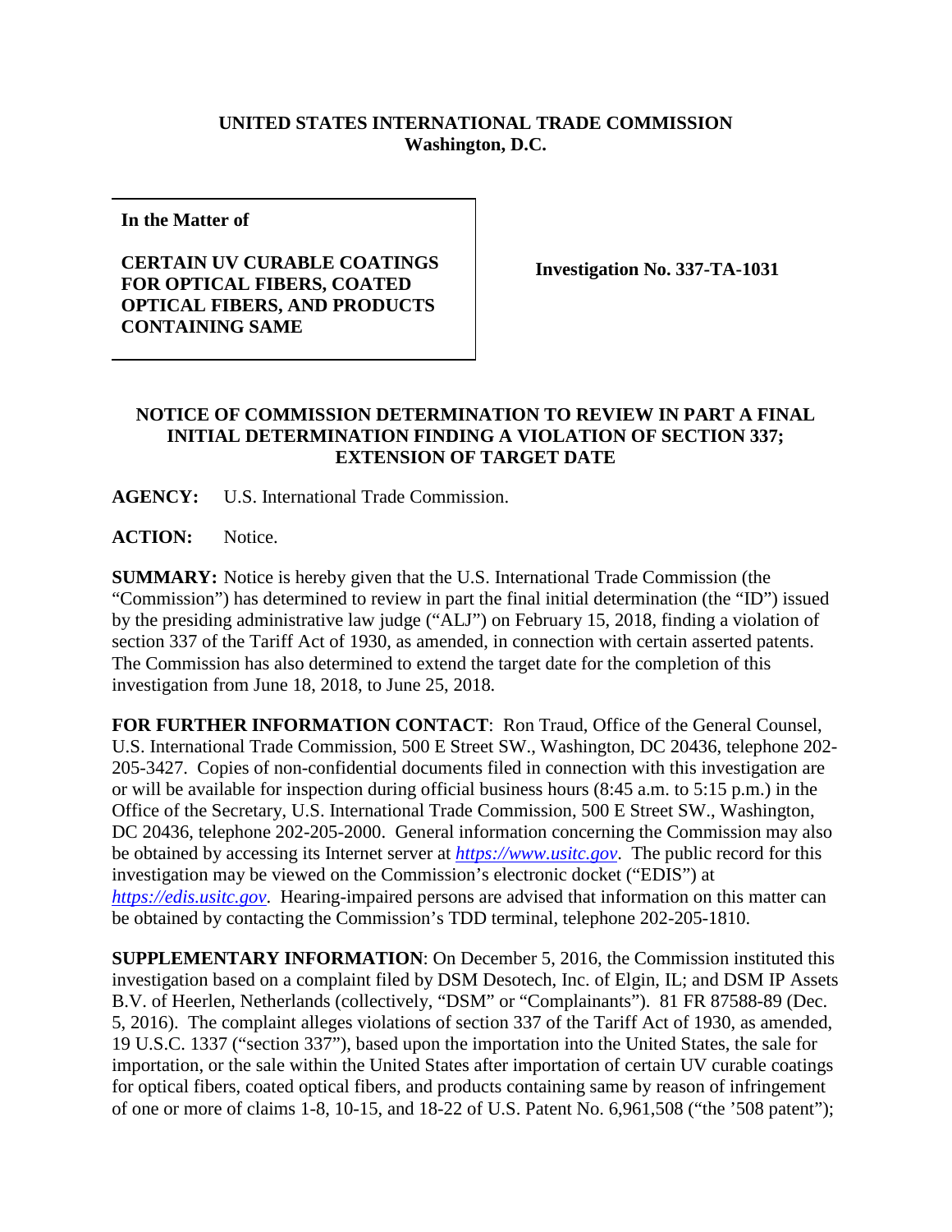**UNITED STATES INTERNATIONAL TRADE COMMISSION**
**Washington, D.C.**

| **In the Matter of**<br><br>**CERTAIN UV CURABLE COATINGS FOR OPTICAL FIBERS, COATED OPTICAL FIBERS, AND PRODUCTS CONTAINING SAME** | **Investigation No. 337-TA-1031** |
|---|---|

**NOTICE OF COMMISSION DETERMINATION TO REVIEW IN PART A FINAL INITIAL DETERMINATION FINDING A VIOLATION OF SECTION 337; EXTENSION OF TARGET DATE**

**AGENCY:** U.S. International Trade Commission.

**ACTION:** Notice.

**SUMMARY:** Notice is hereby given that the U.S. International Trade Commission (the "Commission") has determined to review in part the final initial determination (the "ID") issued by the presiding administrative law judge ("ALJ") on February 15, 2018, finding a violation of section 337 of the Tariff Act of 1930, as amended, in connection with certain asserted patents. The Commission has also determined to extend the target date for the completion of this investigation from June 18, 2018, to June 25, 2018.

**FOR FURTHER INFORMATION CONTACT**: Ron Traud, Office of the General Counsel, U.S. International Trade Commission, 500 E Street SW., Washington, DC 20436, telephone 202-205-3427. Copies of non-confidential documents filed in connection with this investigation are or will be available for inspection during official business hours (8:45 a.m. to 5:15 p.m.) in the Office of the Secretary, U.S. International Trade Commission, 500 E Street SW., Washington, DC 20436, telephone 202-205-2000. General information concerning the Commission may also be obtained by accessing its Internet server at *https://www.usitc.gov*. The public record for this investigation may be viewed on the Commission's electronic docket ("EDIS") at *https://edis.usitc.gov*. Hearing-impaired persons are advised that information on this matter can be obtained by contacting the Commission's TDD terminal, telephone 202-205-1810.

**SUPPLEMENTARY INFORMATION**: On December 5, 2016, the Commission instituted this investigation based on a complaint filed by DSM Desotech, Inc. of Elgin, IL; and DSM IP Assets B.V. of Heerlen, Netherlands (collectively, "DSM" or "Complainants"). 81 FR 87588-89 (Dec. 5, 2016). The complaint alleges violations of section 337 of the Tariff Act of 1930, as amended, 19 U.S.C. 1337 ("section 337"), based upon the importation into the United States, the sale for importation, or the sale within the United States after importation of certain UV curable coatings for optical fibers, coated optical fibers, and products containing same by reason of infringement of one or more of claims 1-8, 10-15, and 18-22 of U.S. Patent No. 6,961,508 ("the '508 patent");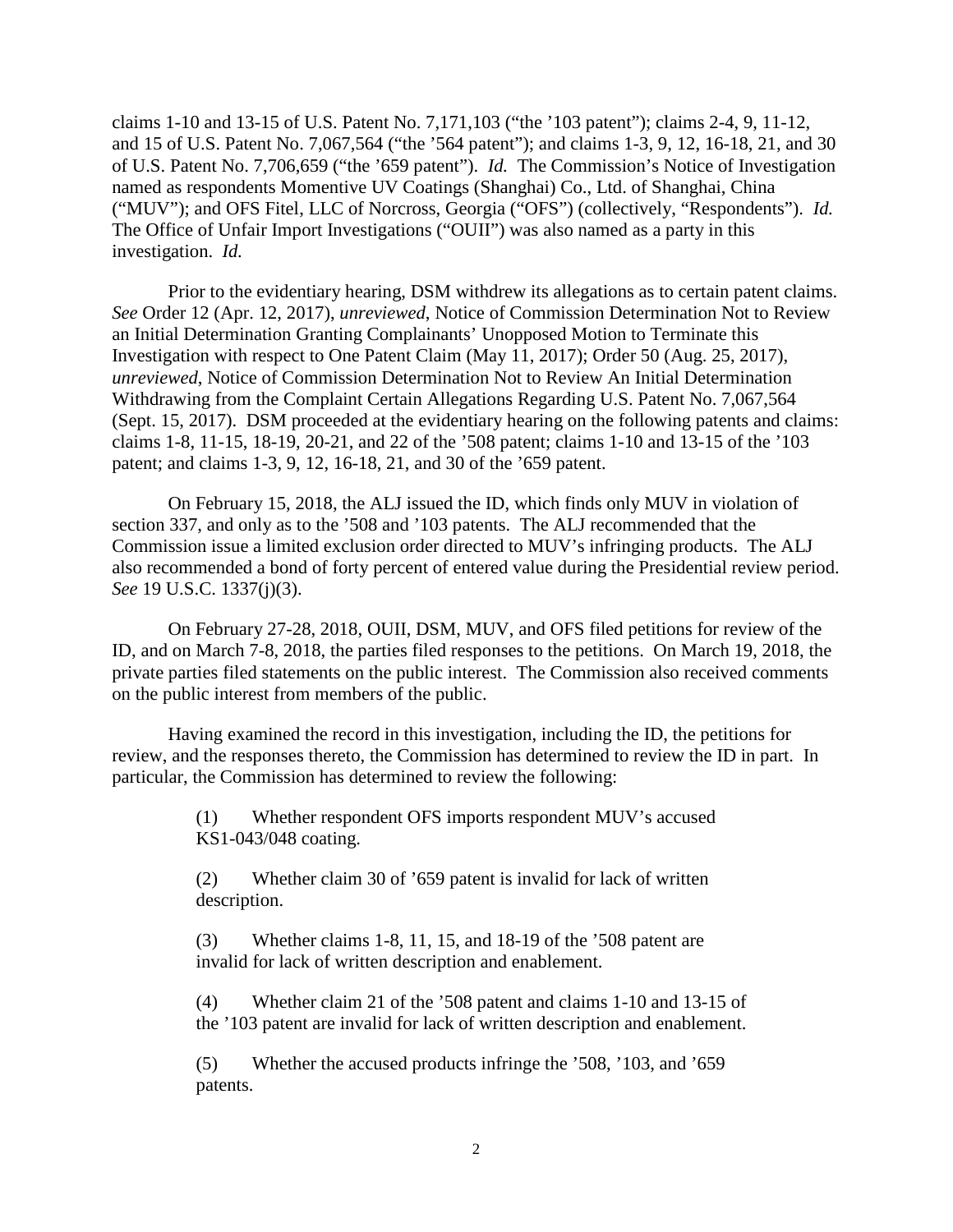claims 1-10 and 13-15 of U.S. Patent No. 7,171,103 ("the '103 patent"); claims 2-4, 9, 11-12, and 15 of U.S. Patent No. 7,067,564 ("the '564 patent"); and claims 1-3, 9, 12, 16-18, 21, and 30 of U.S. Patent No. 7,706,659 ("the '659 patent"). *Id.* The Commission's Notice of Investigation named as respondents Momentive UV Coatings (Shanghai) Co., Ltd. of Shanghai, China ("MUV"); and OFS Fitel, LLC of Norcross, Georgia ("OFS") (collectively, "Respondents"). *Id.* The Office of Unfair Import Investigations ("OUII") was also named as a party in this investigation. *Id.*

Prior to the evidentiary hearing, DSM withdrew its allegations as to certain patent claims. *See* Order 12 (Apr. 12, 2017), *unreviewed*, Notice of Commission Determination Not to Review an Initial Determination Granting Complainants' Unopposed Motion to Terminate this Investigation with respect to One Patent Claim (May 11, 2017); Order 50 (Aug. 25, 2017), *unreviewed*, Notice of Commission Determination Not to Review An Initial Determination Withdrawing from the Complaint Certain Allegations Regarding U.S. Patent No. 7,067,564 (Sept. 15, 2017). DSM proceeded at the evidentiary hearing on the following patents and claims: claims 1-8, 11-15, 18-19, 20-21, and 22 of the '508 patent; claims 1-10 and 13-15 of the '103 patent; and claims 1-3, 9, 12, 16-18, 21, and 30 of the '659 patent.

On February 15, 2018, the ALJ issued the ID, which finds only MUV in violation of section 337, and only as to the '508 and '103 patents. The ALJ recommended that the Commission issue a limited exclusion order directed to MUV's infringing products. The ALJ also recommended a bond of forty percent of entered value during the Presidential review period. *See* 19 U.S.C. 1337(j)(3).

On February 27-28, 2018, OUII, DSM, MUV, and OFS filed petitions for review of the ID, and on March 7-8, 2018, the parties filed responses to the petitions. On March 19, 2018, the private parties filed statements on the public interest. The Commission also received comments on the public interest from members of the public.

Having examined the record in this investigation, including the ID, the petitions for review, and the responses thereto, the Commission has determined to review the ID in part. In particular, the Commission has determined to review the following:

> (1) Whether respondent OFS imports respondent MUV's accused KS1-043/048 coating.
>
> (2) Whether claim 30 of '659 patent is invalid for lack of written description.
>
> (3) Whether claims 1-8, 11, 15, and 18-19 of the '508 patent are invalid for lack of written description and enablement.
>
> (4) Whether claim 21 of the '508 patent and claims 1-10 and 13-15 of the '103 patent are invalid for lack of written description and enablement.
>
> (5) Whether the accused products infringe the '508, '103, and '659 patents.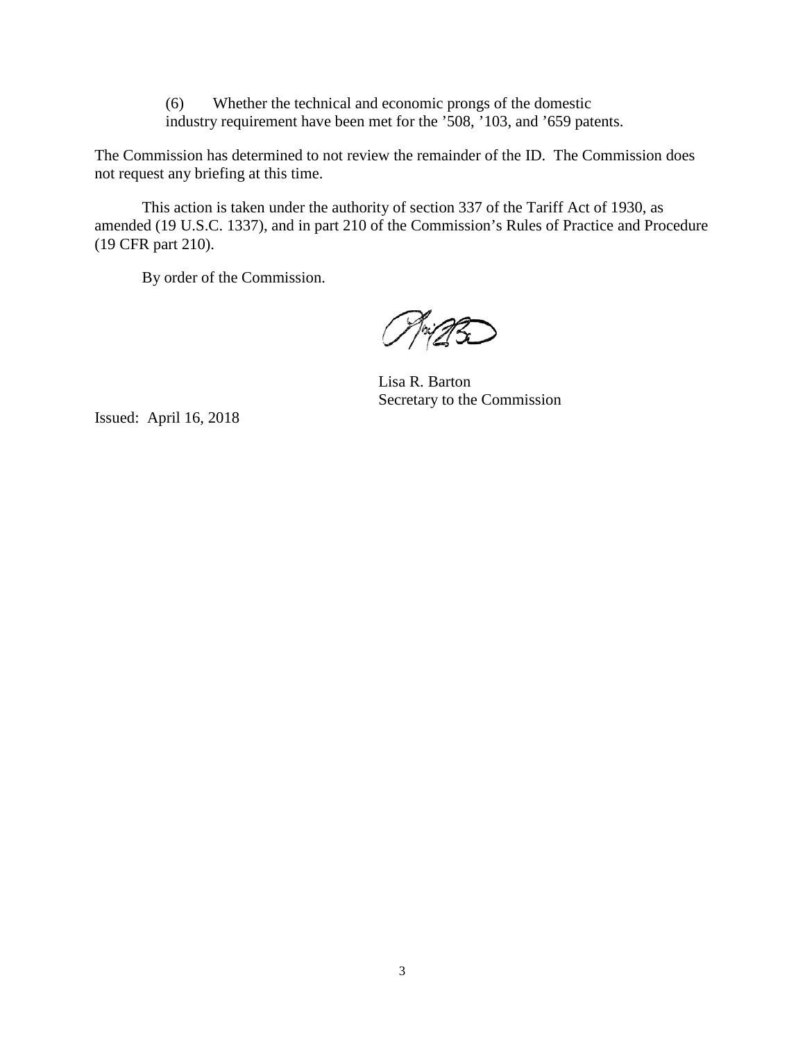(6) Whether the technical and economic prongs of the domestic industry requirement have been met for the ’508, ’103, and ’659 patents.

The Commission has determined to not review the remainder of the ID. The Commission does not request any briefing at this time.

This action is taken under the authority of section 337 of the Tariff Act of 1930, as amended (19 U.S.C. 1337), and in part 210 of the Commission’s Rules of Practice and Procedure (19 CFR part 210).

By order of the Commission.

Lisa R. Barton
Secretary to the Commission

Issued: April 16, 2018